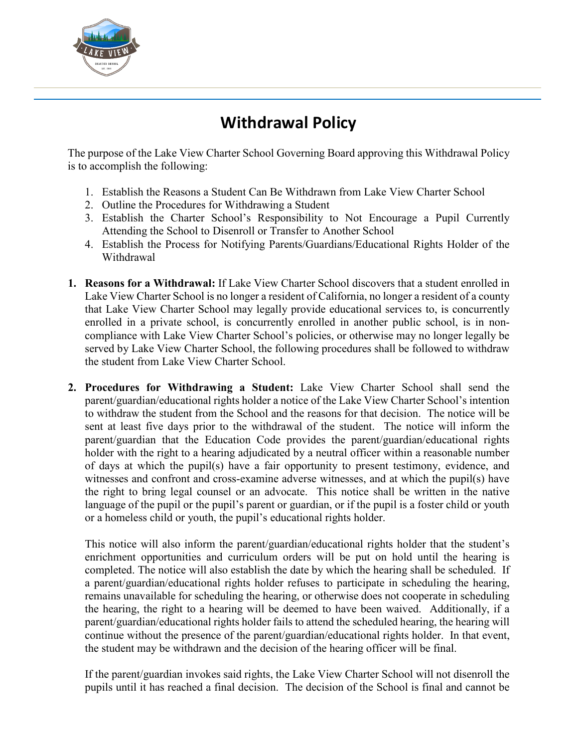# Withdrawal Policy

The purpose of the Lake View Charter School Governing Board approving this Withdrawal Policy is to accomplish the following:

1. Establish the Reasons a Student Can Be Withdrawn from Lake View Charter School
2. Outline the Procedures for Withdrawing a Student
3. Establish the Charter School's Responsibility to Not Encourage a Pupil Currently Attending the School to Disenroll or Transfer to Another School
4. Establish the Process for Notifying Parents/Guardians/Educational Rights Holder of the Withdrawal

1. **Reasons for a Withdrawal:** If Lake View Charter School discovers that a student enrolled in Lake View Charter School is no longer a resident of California, no longer a resident of a county that Lake View Charter School may legally provide educational services to, is concurrently enrolled in a private school, is concurrently enrolled in another public school, is in non-compliance with Lake View Charter School's policies, or otherwise may no longer legally be served by Lake View Charter School, the following procedures shall be followed to withdraw the student from Lake View Charter School.

2. **Procedures for Withdrawing a Student:** Lake View Charter School shall send the parent/guardian/educational rights holder a notice of the Lake View Charter School's intention to withdraw the student from the School and the reasons for that decision. The notice will be sent at least five days prior to the withdrawal of the student. The notice will inform the parent/guardian that the Education Code provides the parent/guardian/educational rights holder with the right to a hearing adjudicated by a neutral officer within a reasonable number of days at which the pupil(s) have a fair opportunity to present testimony, evidence, and witnesses and confront and cross-examine adverse witnesses, and at which the pupil(s) have the right to bring legal counsel or an advocate. This notice shall be written in the native language of the pupil or the pupil's parent or guardian, or if the pupil is a foster child or youth or a homeless child or youth, the pupil's educational rights holder.

   This notice will also inform the parent/guardian/educational rights holder that the student's enrichment opportunities and curriculum orders will be put on hold until the hearing is completed. The notice will also establish the date by which the hearing shall be scheduled. If a parent/guardian/educational rights holder refuses to participate in scheduling the hearing, remains unavailable for scheduling the hearing, or otherwise does not cooperate in scheduling the hearing, the right to a hearing will be deemed to have been waived. Additionally, if a parent/guardian/educational rights holder fails to attend the scheduled hearing, the hearing will continue without the presence of the parent/guardian/educational rights holder. In that event, the student may be withdrawn and the decision of the hearing officer will be final.

   If the parent/guardian invokes said rights, the Lake View Charter School will not disenroll the pupils until it has reached a final decision. The decision of the School is final and cannot be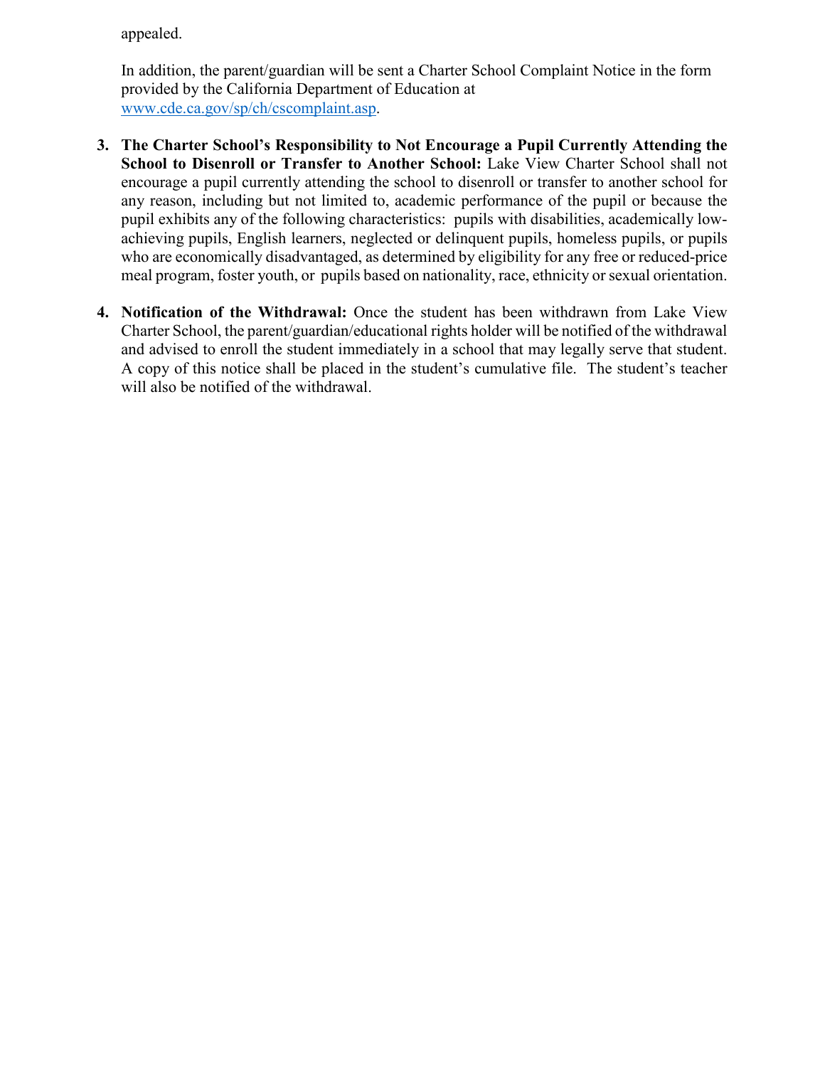appealed.

In addition, the parent/guardian will be sent a Charter School Complaint Notice in the form provided by the California Department of Education at [www.cde.ca.gov/sp/ch/cscomplaint.asp](www.cde.ca.gov/sp/ch/cscomplaint.asp).

3. **The Charter School's Responsibility to Not Encourage a Pupil Currently Attending the School to Disenroll or Transfer to Another School:** Lake View Charter School shall not encourage a pupil currently attending the school to disenroll or transfer to another school for any reason, including but not limited to, academic performance of the pupil or because the pupil exhibits any of the following characteristics: pupils with disabilities, academically low-achieving pupils, English learners, neglected or delinquent pupils, homeless pupils, or pupils who are economically disadvantaged, as determined by eligibility for any free or reduced-price meal program, foster youth, or pupils based on nationality, race, ethnicity or sexual orientation.

4. **Notification of the Withdrawal:** Once the student has been withdrawn from Lake View Charter School, the parent/guardian/educational rights holder will be notified of the withdrawal and advised to enroll the student immediately in a school that may legally serve that student. A copy of this notice shall be placed in the student's cumulative file. The student's teacher will also be notified of the withdrawal.